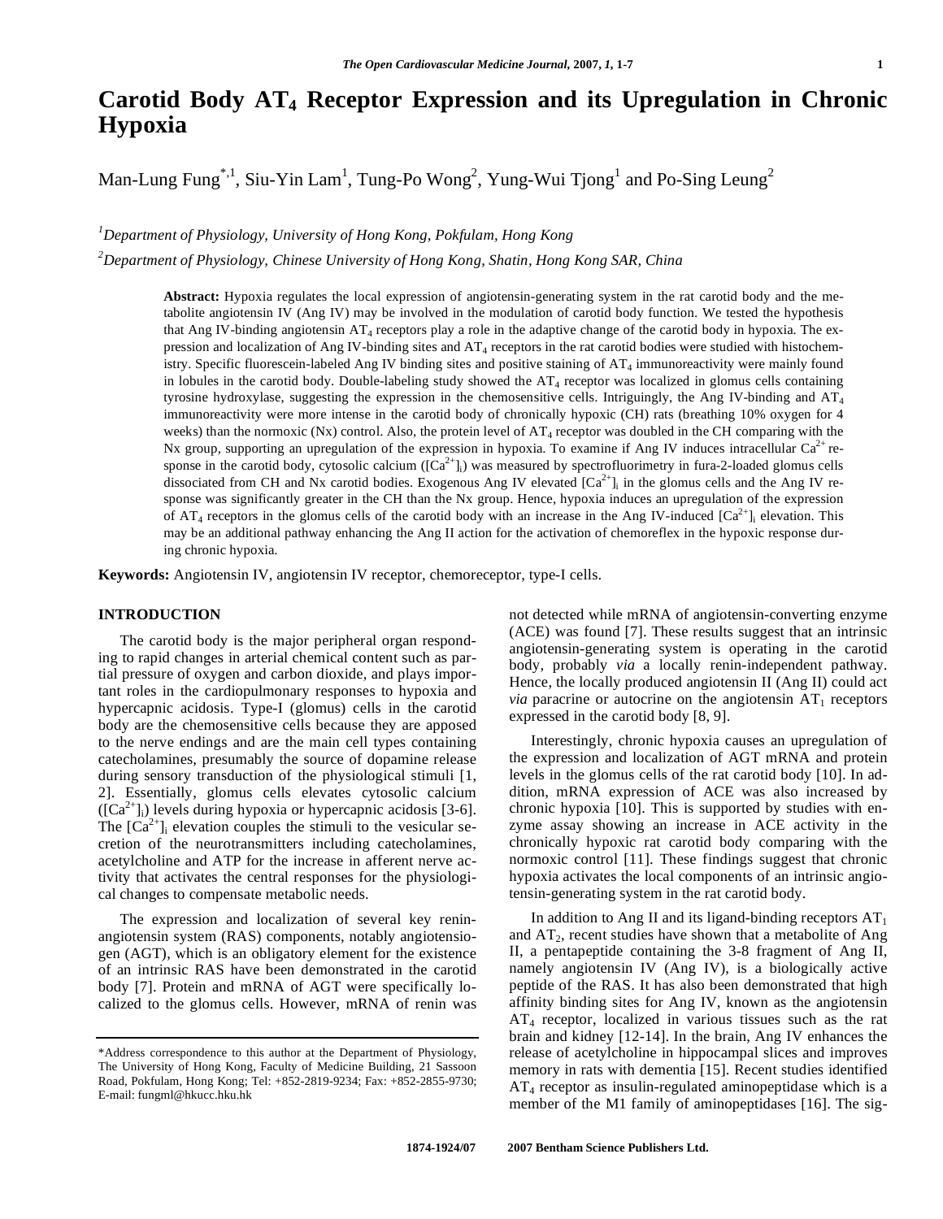# Carotid Body $AT_4$ Receptor Expression and its Upregulation in Chronic Hypoxia

Man-Lung Fung[*,1], Siu-Yin Lam[1], Tung-Po Wong[2], Yung-Wui Tjong[1] and Po-Sing Leung[2]

[1]*Department of Physiology, University of Hong Kong, Pokfulam, Hong Kong*

[2]*Department of Physiology, Chinese University of Hong Kong, Shatin, Hong Kong SAR, China*

**Abstract:** Hypoxia regulates the local expression of angiotensin-generating system in the rat carotid body and the metabolite angiotensin IV (Ang IV) may be involved in the modulation of carotid body function. We tested the hypothesis that Ang IV-binding angiotensin $AT_4$ receptors play a role in the adaptive change of the carotid body in hypoxia. The expression and localization of Ang IV-binding sites and $AT_4$ receptors in the rat carotid bodies were studied with histochemistry. Specific fluorescein-labeled Ang IV binding sites and positive staining of $AT_4$ immunoreactivity were mainly found in lobules in the carotid body. Double-labeling study showed the $AT_4$ receptor was localized in glomus cells containing tyrosine hydroxylase, suggesting the expression in the chemosensitive cells. Intriguingly, the Ang IV-binding and $AT_4$ immunoreactivity were more intense in the carotid body of chronically hypoxic (CH) rats (breathing 10% oxygen for 4 weeks) than the normoxic (Nx) control. Also, the protein level of $AT_4$ receptor was doubled in the CH comparing with the Nx group, supporting an upregulation of the expression in hypoxia. To examine if Ang IV induces intracellular $Ca^{2+}$ response in the carotid body, cytosolic calcium ($[Ca^{2+}]_i$) was measured by spectrofluorimetry in fura-2-loaded glomus cells dissociated from CH and Nx carotid bodies. Exogenous Ang IV elevated $[Ca^{2+}]_i$ in the glomus cells and the Ang IV response was significantly greater in the CH than the Nx group. Hence, hypoxia induces an upregulation of the expression of $AT_4$ receptors in the glomus cells of the carotid body with an increase in the Ang IV-induced $[Ca^{2+}]_i$ elevation. This may be an additional pathway enhancing the Ang II action for the activation of chemoreflex in the hypoxic response during chronic hypoxia.

**Keywords:** Angiotensin IV, angiotensin IV receptor, chemoreceptor, type-I cells.

## INTRODUCTION

The carotid body is the major peripheral organ responding to rapid changes in arterial chemical content such as partial pressure of oxygen and carbon dioxide, and plays important roles in the cardiopulmonary responses to hypoxia and hypercapnic acidosis. Type-I (glomus) cells in the carotid body are the chemosensitive cells because they are apposed to the nerve endings and are the main cell types containing catecholamines, presumably the source of dopamine release during sensory transduction of the physiological stimuli [1, 2]. Essentially, glomus cells elevates cytosolic calcium ($[Ca^{2+}]_i$) levels during hypoxia or hypercapnic acidosis [3-6]. The $[Ca^{2+}]_i$ elevation couples the stimuli to the vesicular secretion of the neurotransmitters including catecholamines, acetylcholine and ATP for the increase in afferent nerve activity that activates the central responses for the physiological changes to compensate metabolic needs.

The expression and localization of several key renin-angiotensin system (RAS) components, notably angiotensiogen (AGT), which is an obligatory element for the existence of an intrinsic RAS have been demonstrated in the carotid body [7]. Protein and mRNA of AGT were specifically localized to the glomus cells. However, mRNA of renin was not detected while mRNA of angiotensin-converting enzyme (ACE) was found [7]. These results suggest that an intrinsic angiotensin-generating system is operating in the carotid body, probably *via* a locally renin-independent pathway. Hence, the locally produced angiotensin II (Ang II) could act *via* paracrine or autocrine on the angiotensin $AT_1$ receptors expressed in the carotid body [8, 9].

Interestingly, chronic hypoxia causes an upregulation of the expression and localization of AGT mRNA and protein levels in the glomus cells of the rat carotid body [10]. In addition, mRNA expression of ACE was also increased by chronic hypoxia [10]. This is supported by studies with enzyme assay showing an increase in ACE activity in the chronically hypoxic rat carotid body comparing with the normoxic control [11]. These findings suggest that chronic hypoxia activates the local components of an intrinsic angiotensin-generating system in the rat carotid body.

In addition to Ang II and its ligand-binding receptors $AT_1$ and $AT_2$, recent studies have shown that a metabolite of Ang II, a pentapeptide containing the 3-8 fragment of Ang II, namely angiotensin IV (Ang IV), is a biologically active peptide of the RAS. It has also been demonstrated that high affinity binding sites for Ang IV, known as the angiotensin $AT_4$ receptor, localized in various tissues such as the rat brain and kidney [12-14]. In the brain, Ang IV enhances the release of acetylcholine in hippocampal slices and improves memory in rats with dementia [15]. Recent studies identified $AT_4$ receptor as insulin-regulated aminopeptidase which is a member of the M1 family of aminopeptidases [16]. The sig-

---

*Address correspondence to this author at the Department of Physiology, The University of Hong Kong, Faculty of Medicine Building, 21 Sassoon Road, Pokfulam, Hong Kong; Tel: +852-2819-9234; Fax: +852-2855-9730; E-mail: fungml@hkucc.hku.hk

1874-1924/07 2007 Bentham Science Publishers Ltd.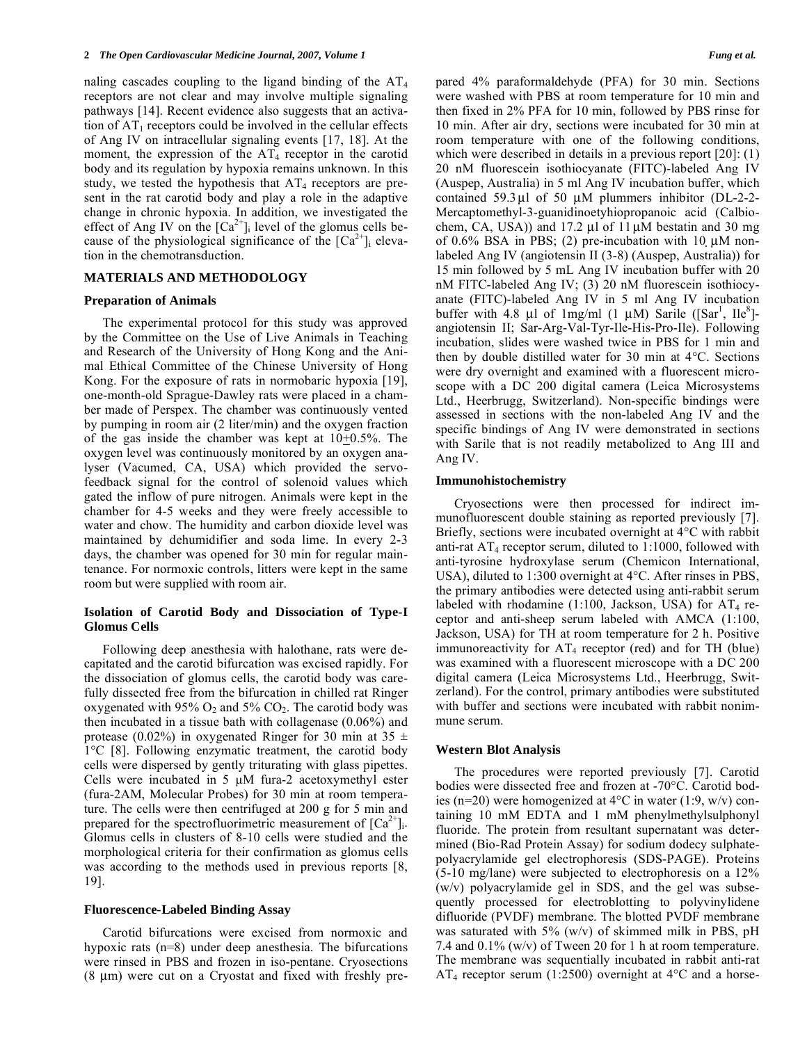naling cascades coupling to the ligand binding of the $AT_4$ receptors are not clear and may involve multiple signaling pathways [14]. Recent evidence also suggests that an activation of $AT_1$ receptors could be involved in the cellular effects of Ang IV on intracellular signaling events [17, 18]. At the moment, the expression of the $AT_4$ receptor in the carotid body and its regulation by hypoxia remains unknown. In this study, we tested the hypothesis that $AT_4$ receptors are present in the rat carotid body and play a role in the adaptive change in chronic hypoxia. In addition, we investigated the effect of Ang IV on the $[Ca^{2+}]_i$ level of the glomus cells because of the physiological significance of the $[Ca^{2+}]_i$ elevation in the chemotransduction.

## MATERIALS AND METHODOLOGY

### Preparation of Animals

The experimental protocol for this study was approved by the Committee on the Use of Live Animals in Teaching and Research of the University of Hong Kong and the Animal Ethical Committee of the Chinese University of Hong Kong. For the exposure of rats in normobaric hypoxia [19], one-month-old Sprague-Dawley rats were placed in a chamber made of Perspex. The chamber was continuously vented by pumping in room air (2 liter/min) and the oxygen fraction of the gas inside the chamber was kept at 10$\pm$0.5%. The oxygen level was continuously monitored by an oxygen analyser (Vacumed, CA, USA) which provided the servo-feedback signal for the control of solenoid values which gated the inflow of pure nitrogen. Animals were kept in the chamber for 4-5 weeks and they were freely accessible to water and chow. The humidity and carbon dioxide level was maintained by dehumidifier and soda lime. In every 2-3 days, the chamber was opened for 30 min for regular maintenance. For normoxic controls, litters were kept in the same room but were supplied with room air.

### Isolation of Carotid Body and Dissociation of Type-I Glomus Cells

Following deep anesthesia with halothane, rats were decapitated and the carotid bifurcation was excised rapidly. For the dissociation of glomus cells, the carotid body was carefully dissected free from the bifurcation in chilled rat Ringer oxygenated with 95% $O_2$ and 5% $CO_2$. The carotid body was then incubated in a tissue bath with collagenase (0.06%) and protease (0.02%) in oxygenated Ringer for 30 min at 35 $\pm$ 1°C [8]. Following enzymatic treatment, the carotid body cells were dispersed by gently triturating with glass pipettes. Cells were incubated in 5 µM fura-2 acetoxymethyl ester (fura-2AM, Molecular Probes) for 30 min at room temperature. The cells were then centrifuged at 200 g for 5 min and prepared for the spectrofluorimetric measurement of $[Ca^{2+}]_i$. Glomus cells in clusters of 8-10 cells were studied and the morphological criteria for their confirmation as glomus cells was according to the methods used in previous reports [8, 19].

### Fluorescence-Labeled Binding Assay

Carotid bifurcations were excised from normoxic and hypoxic rats (n=8) under deep anesthesia. The bifurcations were rinsed in PBS and frozen in iso-pentane. Cryosections (8 µm) were cut on a Cryostat and fixed with freshly prepared 4% paraformaldehyde (PFA) for 30 min. Sections were washed with PBS at room temperature for 10 min and then fixed in 2% PFA for 10 min, followed by PBS rinse for 10 min. After air dry, sections were incubated for 30 min at room temperature with one of the following conditions, which were described in details in a previous report [20]: (1) 20 nM fluorescein isothiocyanate (FITC)-labeled Ang IV (Auspep, Australia) in 5 ml Ang IV incubation buffer, which contained 59.3 µl of 50 µM plummers inhibitor (DL-2-2-Mercaptomethyl-3-guanidinoetyhiopropanoic acid (Calbiochem, CA, USA)) and 17.2 µl of 11 µM bestatin and 30 mg of 0.6% BSA in PBS; (2) pre-incubation with 10 µM non-labeled Ang IV (angiotensin II (3-8) (Auspep, Australia)) for 15 min followed by 5 mL Ang IV incubation buffer with 20 nM FITC-labeled Ang IV; (3) 20 nM fluorescein isothiocyanate (FITC)-labeled Ang IV in 5 ml Ang IV incubation buffer with 4.8 µl of 1mg/ml (1 µM) Sarile ([Sar[1], Ile[8]]-angiotensin II; Sar-Arg-Val-Tyr-Ile-His-Pro-Ile). Following incubation, slides were washed twice in PBS for 1 min and then by double distilled water for 30 min at 4°C. Sections were dry overnight and examined with a fluorescent microscope with a DC 200 digital camera (Leica Microsystems Ltd., Heerbrugg, Switzerland). Non-specific bindings were assessed in sections with the non-labeled Ang IV and the specific bindings of Ang IV were demonstrated in sections with Sarile that is not readily metabolized to Ang III and Ang IV.

### Immunohistochemistry

Cryosections were then processed for indirect immunofluorescent double staining as reported previously [7]. Briefly, sections were incubated overnight at 4°C with rabbit anti-rat $AT_4$ receptor serum, diluted to 1:1000, followed with anti-tyrosine hydroxylase serum (Chemicon International, USA), diluted to 1:300 overnight at 4°C. After rinses in PBS, the primary antibodies were detected using anti-rabbit serum labeled with rhodamine (1:100, Jackson, USA) for $AT_4$ receptor and anti-sheep serum labeled with AMCA (1:100, Jackson, USA) for TH at room temperature for 2 h. Positive immunoreactivity for $AT_4$ receptor (red) and for TH (blue) was examined with a fluorescent microscope with a DC 200 digital camera (Leica Microsystems Ltd., Heerbrugg, Switzerland). For the control, primary antibodies were substituted with buffer and sections were incubated with rabbit nonimmune serum.

### Western Blot Analysis

The procedures were reported previously [7]. Carotid bodies were dissected free and frozen at -70°C. Carotid bodies (n=20) were homogenized at 4°C in water (1:9, w/v) containing 10 mM EDTA and 1 mM phenylmethylsulphonyl fluoride. The protein from resultant supernatant was determined (Bio-Rad Protein Assay) for sodium dodecy sulphate-polyacrylamide gel electrophoresis (SDS-PAGE). Proteins (5-10 mg/lane) were subjected to electrophoresis on a 12% (w/v) polyacrylamide gel in SDS, and the gel was subsequently processed for electroblotting to polyvinylidene difluoride (PVDF) membrane. The blotted PVDF membrane was saturated with 5% (w/v) of skimmed milk in PBS, pH 7.4 and 0.1% (w/v) of Tween 20 for 1 h at room temperature. The membrane was sequentially incubated in rabbit anti-rat $AT_4$ receptor serum (1:2500) overnight at 4°C and a horse-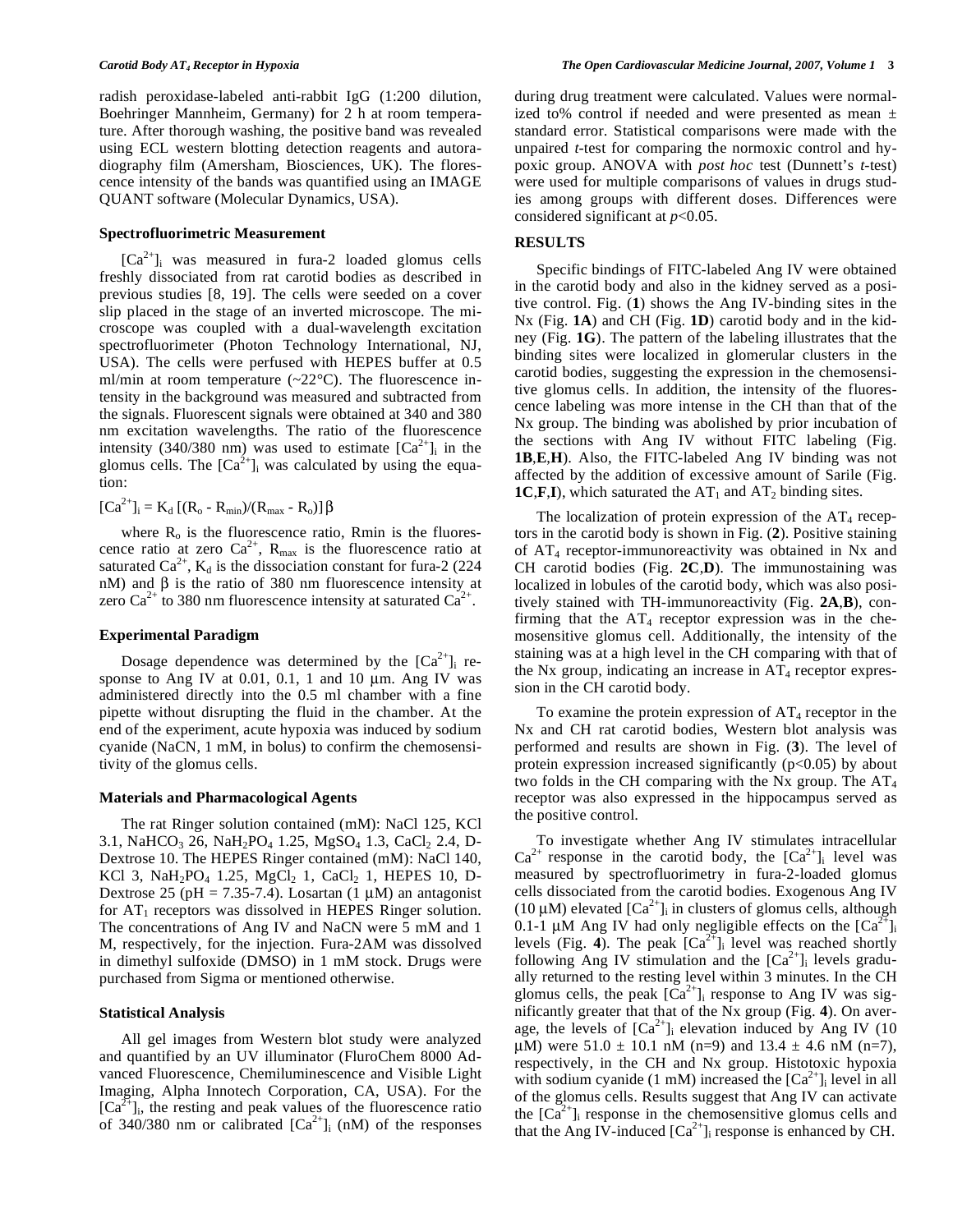radish peroxidase-labeled anti-rabbit IgG (1:200 dilution, Boehringer Mannheim, Germany) for 2 h at room temperature. After thorough washing, the positive band was revealed using ECL western blotting detection reagents and autoradiography film (Amersham, Biosciences, UK). The florescence intensity of the bands was quantified using an IMAGE QUANT software (Molecular Dynamics, USA).

### Spectrofluorimetric Measurement

$[Ca^{2+}]_i$ was measured in fura-2 loaded glomus cells freshly dissociated from rat carotid bodies as described in previous studies [8, 19]. The cells were seeded on a cover slip placed in the stage of an inverted microscope. The microscope was coupled with a dual-wavelength excitation spectrofluorimeter (Photon Technology International, NJ, USA). The cells were perfused with HEPES buffer at 0.5 ml/min at room temperature (~22°C). The fluorescence intensity in the background was measured and subtracted from the signals. Fluorescent signals were obtained at 340 and 380 nm excitation wavelengths. The ratio of the fluorescence intensity (340/380 nm) was used to estimate $[Ca^{2+}]_i$ in the glomus cells. The $[Ca^{2+}]_i$ was calculated by using the equation:

$$[Ca^{2+}]_i = K_d\,[(R_o - R_{min})/(R_{max} - R_o)]\,\beta$$

where $R_o$ is the fluorescence ratio, Rmin is the fluorescence ratio at zero $Ca^{2+}$, $R_{max}$ is the fluorescence ratio at saturated $Ca^{2+}$, $K_d$ is the dissociation constant for fura-2 (224 nM) and $\beta$ is the ratio of 380 nm fluorescence intensity at zero $Ca^{2+}$ to 380 nm fluorescence intensity at saturated $Ca^{2+}$.

### Experimental Paradigm

Dosage dependence was determined by the $[Ca^{2+}]_i$ response to Ang IV at 0.01, 0.1, 1 and 10 μm. Ang IV was administered directly into the 0.5 ml chamber with a fine pipette without disrupting the fluid in the chamber. At the end of the experiment, acute hypoxia was induced by sodium cyanide (NaCN, 1 mM, in bolus) to confirm the chemosensitivity of the glomus cells.

### Materials and Pharmacological Agents

The rat Ringer solution contained (mM): NaCl 125, KCl 3.1, $NaHCO_3$ 26, $NaH_2PO_4$ 1.25, $MgSO_4$ 1.3, $CaCl_2$ 2.4, D-Dextrose 10. The HEPES Ringer contained (mM): NaCl 140, KCl 3, $NaH_2PO_4$ 1.25, $MgCl_2$ 1, $CaCl_2$ 1, HEPES 10, D-Dextrose 25 (pH = 7.35-7.4). Losartan (1 μM) an antagonist for $AT_1$ receptors was dissolved in HEPES Ringer solution. The concentrations of Ang IV and NaCN were 5 mM and 1 M, respectively, for the injection. Fura-2AM was dissolved in dimethyl sulfoxide (DMSO) in 1 mM stock. Drugs were purchased from Sigma or mentioned otherwise.

### Statistical Analysis

All gel images from Western blot study were analyzed and quantified by an UV illuminator (FluroChem 8000 Advanced Fluorescence, Chemiluminescence and Visible Light Imaging, Alpha Innotech Corporation, CA, USA). For the $[Ca^{2+}]_i$, the resting and peak values of the fluorescence ratio of 340/380 nm or calibrated $[Ca^{2+}]_i$ (nM) of the responses during drug treatment were calculated. Values were normalized to% control if needed and were presented as mean ± standard error. Statistical comparisons were made with the unpaired *t*-test for comparing the normoxic control and hypoxic group. ANOVA with *post hoc* test (Dunnett's *t*-test) were used for multiple comparisons of values in drugs studies among groups with different doses. Differences were considered significant at $p<0.05$.

## RESULTS

Specific bindings of FITC-labeled Ang IV were obtained in the carotid body and also in the kidney served as a positive control. Fig. (**1**) shows the Ang IV-binding sites in the Nx (Fig. **1A**) and CH (Fig. **1D**) carotid body and in the kidney (Fig. **1G**). The pattern of the labeling illustrates that the binding sites were localized in glomerular clusters in the carotid bodies, suggesting the expression in the chemosensitive glomus cells. In addition, the intensity of the fluorescence labeling was more intense in the CH than that of the Nx group. The binding was abolished by prior incubation of the sections with Ang IV without FITC labeling (Fig. **1B**,**E**,**H**). Also, the FITC-labeled Ang IV binding was not affected by the addition of excessive amount of Sarile (Fig. **1C**,**F**,**I**), which saturated the $AT_1$ and $AT_2$ binding sites.

The localization of protein expression of the $AT_4$ receptors in the carotid body is shown in Fig. (**2**). Positive staining of $AT_4$ receptor-immunoreactivity was obtained in Nx and CH carotid bodies (Fig. **2C**,**D**). The immunostaining was localized in lobules of the carotid body, which was also positively stained with TH-immunoreactivity (Fig. **2A**,**B**), confirming that the $AT_4$ receptor expression was in the chemosensitive glomus cell. Additionally, the intensity of the staining was at a high level in the CH comparing with that of the Nx group, indicating an increase in $AT_4$ receptor expression in the CH carotid body.

To examine the protein expression of $AT_4$ receptor in the Nx and CH rat carotid bodies, Western blot analysis was performed and results are shown in Fig. (**3**). The level of protein expression increased significantly ($p<0.05$) by about two folds in the CH comparing with the Nx group. The $AT_4$ receptor was also expressed in the hippocampus served as the positive control.

To investigate whether Ang IV stimulates intracellular $Ca^{2+}$ response in the carotid body, the $[Ca^{2+}]_i$ level was measured by spectrofluorimetry in fura-2-loaded glomus cells dissociated from the carotid bodies. Exogenous Ang IV (10 μM) elevated $[Ca^{2+}]_i$ in clusters of glomus cells, although 0.1-1 μM Ang IV had only negligible effects on the $[Ca^{2+}]_i$ levels (Fig. **4**). The peak $[Ca^{2+}]_i$ level was reached shortly following Ang IV stimulation and the $[Ca^{2+}]_i$ levels gradually returned to the resting level within 3 minutes. In the CH glomus cells, the peak $[Ca^{2+}]_i$ response to Ang IV was significantly greater that that of the Nx group (Fig. **4**). On average, the levels of $[Ca^{2+}]_i$ elevation induced by Ang IV (10 μM) were 51.0 ± 10.1 nM (n=9) and 13.4 ± 4.6 nM (n=7), respectively, in the CH and Nx group. Histotoxic hypoxia with sodium cyanide (1 mM) increased the $[Ca^{2+}]_i$ level in all of the glomus cells. Results suggest that Ang IV can activate the $[Ca^{2+}]_i$ response in the chemosensitive glomus cells and that the Ang IV-induced $[Ca^{2+}]_i$ response is enhanced by CH.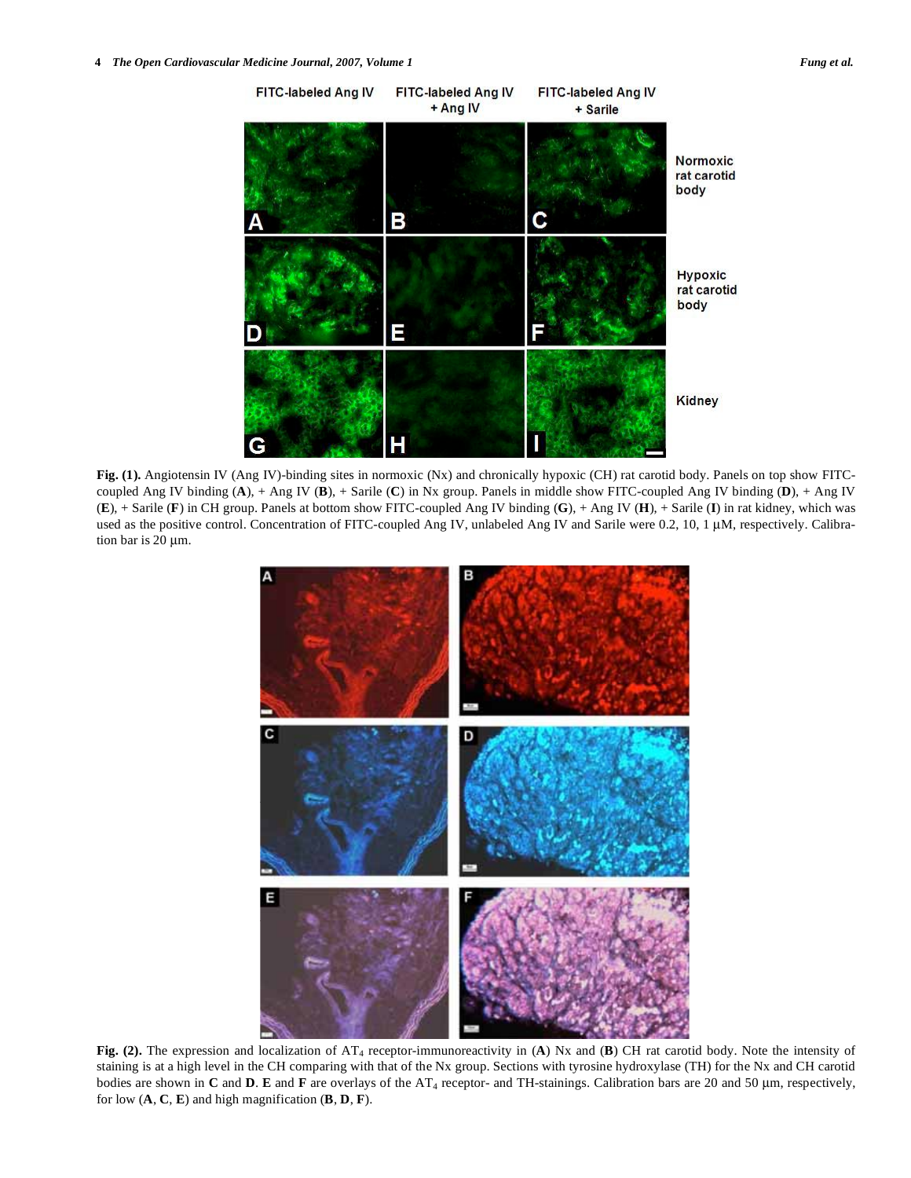**Fig. (1).** Angiotensin IV (Ang IV)-binding sites in normoxic (Nx) and chronically hypoxic (CH) rat carotid body. Panels on top show FITC-coupled Ang IV binding (**A**), + Ang IV (**B**), + Sarile (**C**) in Nx group. Panels in middle show FITC-coupled Ang IV binding (**D**), + Ang IV (**E**), + Sarile (**F**) in CH group. Panels at bottom show FITC-coupled Ang IV binding (**G**), + Ang IV (**H**), + Sarile (**I**) in rat kidney, which was used as the positive control. Concentration of FITC-coupled Ang IV, unlabeled Ang IV and Sarile were 0.2, 10, 1 μM, respectively. Calibration bar is 20 μm.

**Fig. (2).** The expression and localization of $AT_4$ receptor-immunoreactivity in (**A**) Nx and (**B**) CH rat carotid body. Note the intensity of staining is at a high level in the CH comparing with that of the Nx group. Sections with tyrosine hydroxylase (TH) for the Nx and CH carotid bodies are shown in **C** and **D**. **E** and **F** are overlays of the $AT_4$ receptor- and TH-stainings. Calibration bars are 20 and 50 μm, respectively, for low (**A**, **C**, **E**) and high magnification (**B**, **D**, **F**).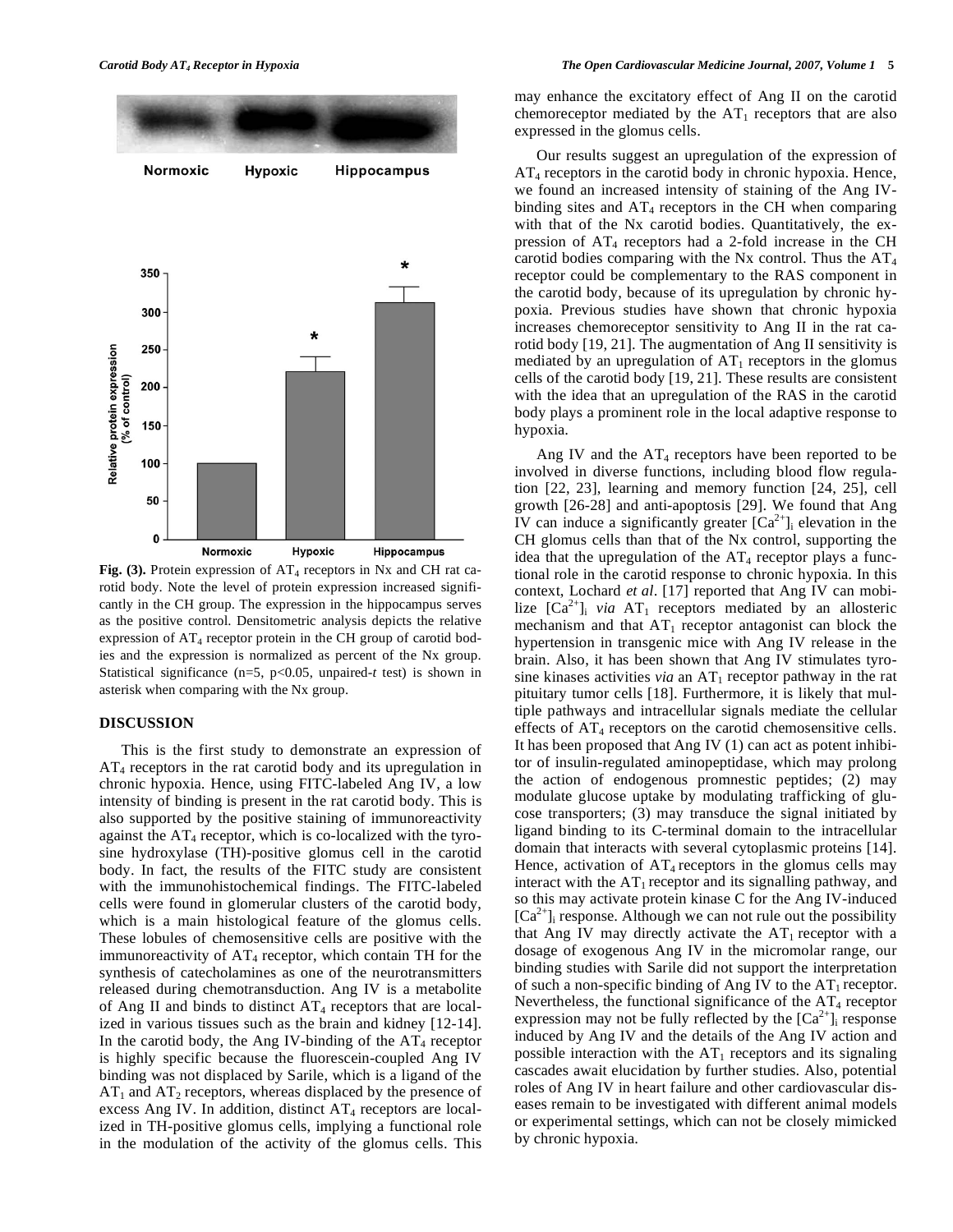Fig. (3). Protein expression of $AT_4$ receptors in Nx and CH rat carotid body. Note the level of protein expression increased significantly in the CH group. The expression in the hippocampus serves as the positive control. Densitometric analysis depicts the relative expression of $AT_4$ receptor protein in the CH group of carotid bodies and the expression is normalized as percent of the Nx group. Statistical significance (n=5, $p<0.05$, unpaired-*t* test) is shown in asterisk when comparing with the Nx group.

## DISCUSSION

This is the first study to demonstrate an expression of $AT_4$ receptors in the rat carotid body and its upregulation in chronic hypoxia. Hence, using FITC-labeled Ang IV, a low intensity of binding is present in the rat carotid body. This is also supported by the positive staining of immunoreactivity against the $AT_4$ receptor, which is co-localized with the tyrosine hydroxylase (TH)-positive glomus cell in the carotid body. In fact, the results of the FITC study are consistent with the immunohistochemical findings. The FITC-labeled cells were found in glomerular clusters of the carotid body, which is a main histological feature of the glomus cells. These lobules of chemosensitive cells are positive with the immunoreactivity of $AT_4$ receptor, which contain TH for the synthesis of catecholamines as one of the neurotransmitters released during chemotransduction. Ang IV is a metabolite of Ang II and binds to distinct $AT_4$ receptors that are localized in various tissues such as the brain and kidney [12-14]. In the carotid body, the Ang IV-binding of the $AT_4$ receptor is highly specific because the fluorescein-coupled Ang IV binding was not displaced by Sarile, which is a ligand of the $AT_1$ and $AT_2$ receptors, whereas displaced by the presence of excess Ang IV. In addition, distinct $AT_4$ receptors are localized in TH-positive glomus cells, implying a functional role in the modulation of the activity of the glomus cells. This may enhance the excitatory effect of Ang II on the carotid chemoreceptor mediated by the $AT_1$ receptors that are also expressed in the glomus cells.

Our results suggest an upregulation of the expression of $AT_4$ receptors in the carotid body in chronic hypoxia. Hence, we found an increased intensity of staining of the Ang IV-binding sites and $AT_4$ receptors in the CH when comparing with that of the Nx carotid bodies. Quantitatively, the expression of $AT_4$ receptors had a 2-fold increase in the CH carotid bodies comparing with the Nx control. Thus the $AT_4$ receptor could be complementary to the RAS component in the carotid body, because of its upregulation by chronic hypoxia. Previous studies have shown that chronic hypoxia increases chemoreceptor sensitivity to Ang II in the rat carotid body [19, 21]. The augmentation of Ang II sensitivity is mediated by an upregulation of $AT_1$ receptors in the glomus cells of the carotid body [19, 21]. These results are consistent with the idea that an upregulation of the RAS in the carotid body plays a prominent role in the local adaptive response to hypoxia.

Ang IV and the $AT_4$ receptors have been reported to be involved in diverse functions, including blood flow regulation [22, 23], learning and memory function [24, 25], cell growth [26-28] and anti-apoptosis [29]. We found that Ang IV can induce a significantly greater $[Ca^{2+}]_i$ elevation in the CH glomus cells than that of the Nx control, supporting the idea that the upregulation of the $AT_4$ receptor plays a functional role in the carotid response to chronic hypoxia. In this context, Lochard *et al*. [17] reported that Ang IV can mobilize $[Ca^{2+}]_i$ *via* $AT_1$ receptors mediated by an allosteric mechanism and that $AT_1$ receptor antagonist can block the hypertension in transgenic mice with Ang IV release in the brain. Also, it has been shown that Ang IV stimulates tyrosine kinases activities *via* an $AT_1$ receptor pathway in the rat pituitary tumor cells [18]. Furthermore, it is likely that multiple pathways and intracellular signals mediate the cellular effects of $AT_4$ receptors on the carotid chemosensitive cells. It has been proposed that Ang IV (1) can act as potent inhibitor of insulin-regulated aminopeptidase, which may prolong the action of endogenous promnestic peptides; (2) may modulate glucose uptake by modulating trafficking of glucose transporters; (3) may transduce the signal initiated by ligand binding to its C-terminal domain to the intracellular domain that interacts with several cytoplasmic proteins [14]. Hence, activation of $AT_4$ receptors in the glomus cells may interact with the $AT_1$ receptor and its signalling pathway, and so this may activate protein kinase C for the Ang IV-induced $[Ca^{2+}]_i$ response. Although we can not rule out the possibility that Ang IV may directly activate the $AT_1$ receptor with a dosage of exogenous Ang IV in the micromolar range, our binding studies with Sarile did not support the interpretation of such a non-specific binding of Ang IV to the $AT_1$ receptor. Nevertheless, the functional significance of the $AT_4$ receptor expression may not be fully reflected by the $[Ca^{2+}]_i$ response induced by Ang IV and the details of the Ang IV action and possible interaction with the $AT_1$ receptors and its signaling cascades await elucidation by further studies. Also, potential roles of Ang IV in heart failure and other cardiovascular diseases remain to be investigated with different animal models or experimental settings, which can not be closely mimicked by chronic hypoxia.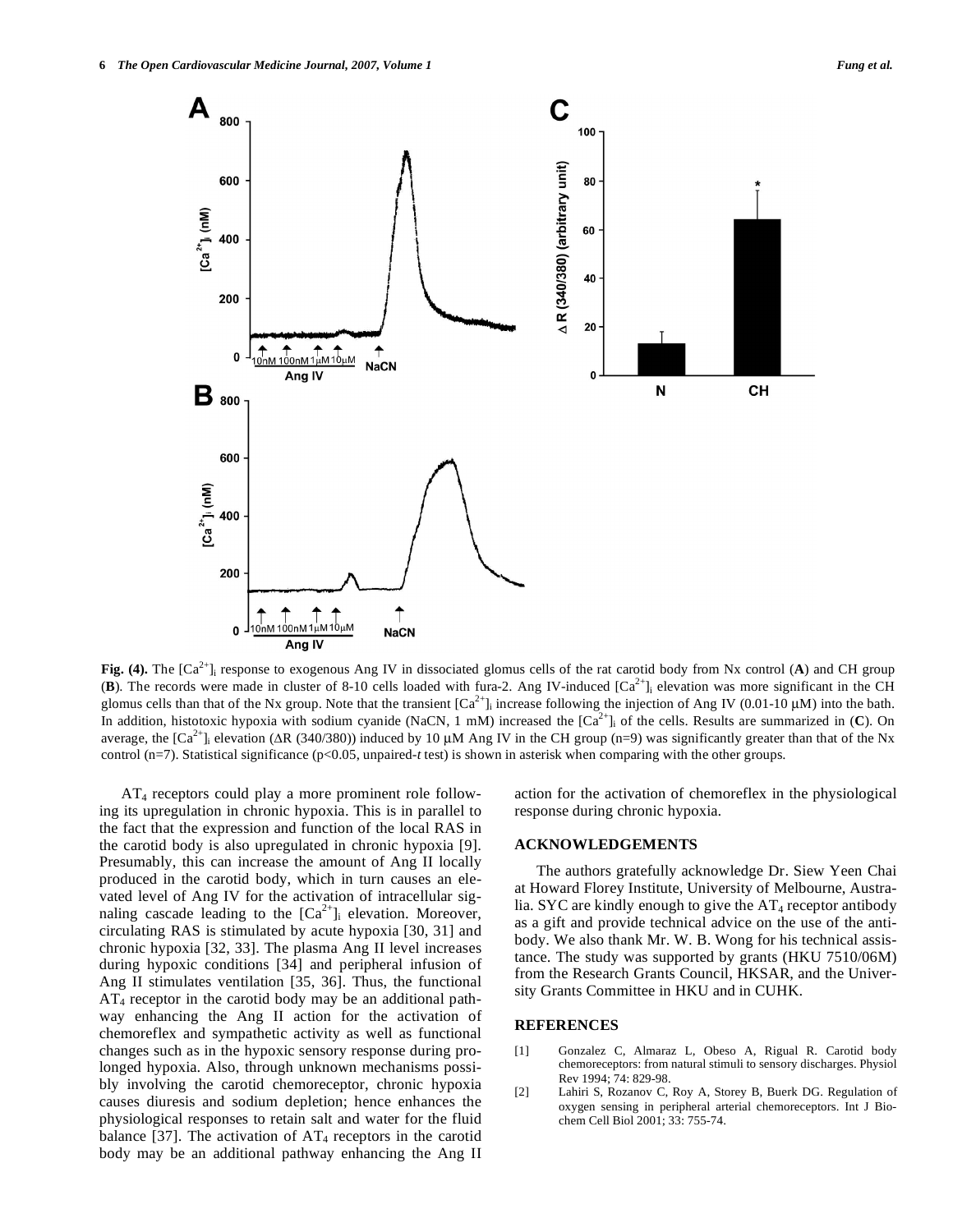**Fig. (4).** The $[Ca^{2+}]_i$ response to exogenous Ang IV in dissociated glomus cells of the rat carotid body from Nx control (**A**) and CH group (**B**). The records were made in cluster of 8-10 cells loaded with fura-2. Ang IV-induced $[Ca^{2+}]_i$ elevation was more significant in the CH glomus cells than that of the Nx group. Note that the transient $[Ca^{2+}]_i$ increase following the injection of Ang IV (0.01-10 μM) into the bath. In addition, histotoxic hypoxia with sodium cyanide (NaCN, 1 mM) increased the $[Ca^{2+}]_i$ of the cells. Results are summarized in (**C**). On average, the $[Ca^{2+}]_i$ elevation (ΔR (340/380)) induced by 10 μM Ang IV in the CH group (n=9) was significantly greater than that of the Nx control (n=7). Statistical significance ($p<0.05$, unpaired-*t* test) is shown in asterisk when comparing with the other groups.

$AT_4$ receptors could play a more prominent role following its upregulation in chronic hypoxia. This is in parallel to the fact that the expression and function of the local RAS in the carotid body is also upregulated in chronic hypoxia [9]. Presumably, this can increase the amount of Ang II locally produced in the carotid body, which in turn causes an elevated level of Ang IV for the activation of intracellular signaling cascade leading to the $[Ca^{2+}]_i$ elevation. Moreover, circulating RAS is stimulated by acute hypoxia [30, 31] and chronic hypoxia [32, 33]. The plasma Ang II level increases during hypoxic conditions [34] and peripheral infusion of Ang II stimulates ventilation [35, 36]. Thus, the functional $AT_4$ receptor in the carotid body may be an additional pathway enhancing the Ang II action for the activation of chemoreflex and sympathetic activity as well as functional changes such as in the hypoxic sensory response during prolonged hypoxia. Also, through unknown mechanisms possibly involving the carotid chemoreceptor, chronic hypoxia causes diuresis and sodium depletion; hence enhances the physiological responses to retain salt and water for the fluid balance [37]. The activation of $AT_4$ receptors in the carotid body may be an additional pathway enhancing the Ang II action for the activation of chemoreflex in the physiological response during chronic hypoxia.

## ACKNOWLEDGEMENTS

The authors gratefully acknowledge Dr. Siew Yeen Chai at Howard Florey Institute, University of Melbourne, Australia. SYC are kindly enough to give the $AT_4$ receptor antibody as a gift and provide technical advice on the use of the antibody. We also thank Mr. W. B. Wong for his technical assistance. The study was supported by grants (HKU 7510/06M) from the Research Grants Council, HKSAR, and the University Grants Committee in HKU and in CUHK.

## REFERENCES

[1] Gonzalez C, Almaraz L, Obeso A, Rigual R. Carotid body chemoreceptors: from natural stimuli to sensory discharges. Physiol Rev 1994; 74: 829-98.

[2] Lahiri S, Rozanov C, Roy A, Storey B, Buerk DG. Regulation of oxygen sensing in peripheral arterial chemoreceptors. Int J Biochem Cell Biol 2001; 33: 755-74.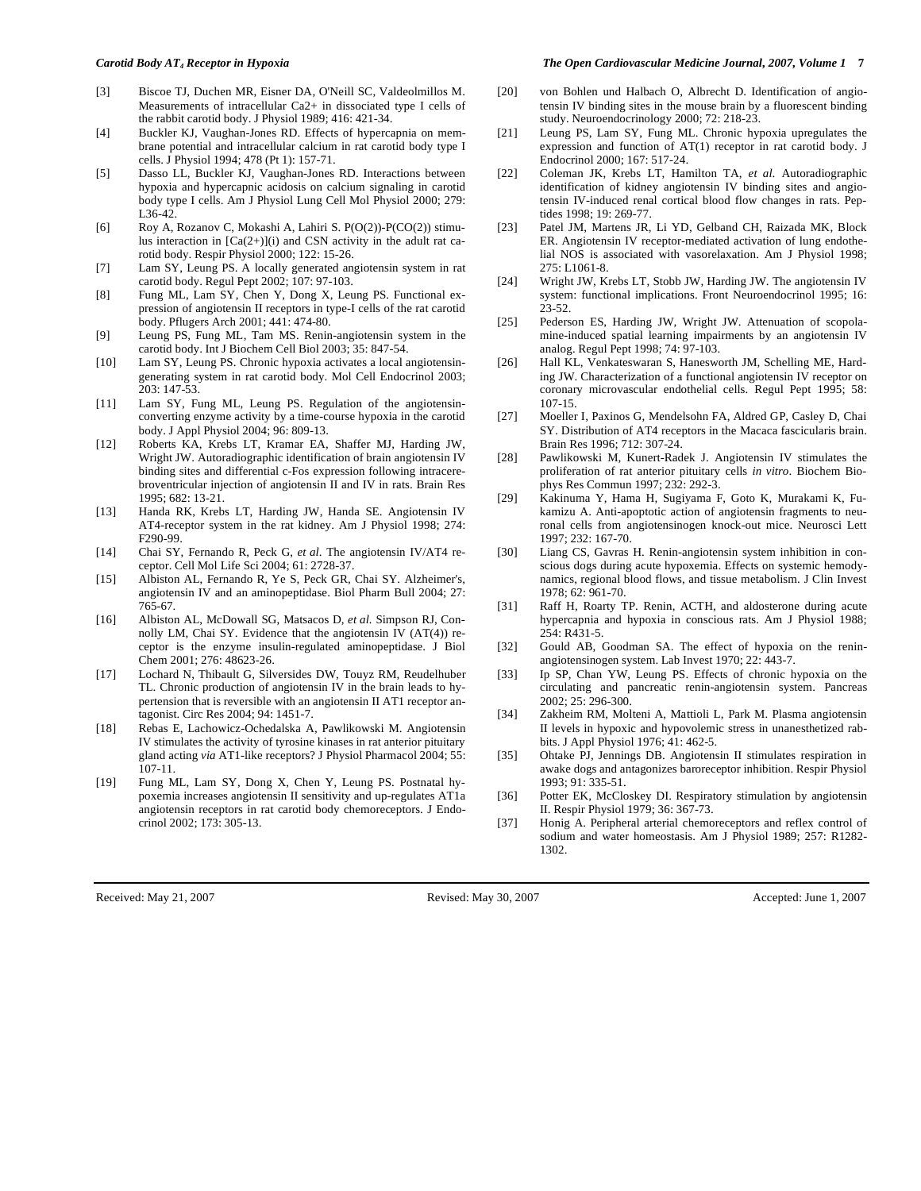[3] Biscoe TJ, Duchen MR, Eisner DA, O'Neill SC, Valdeolmillos M. Measurements of intracellular Ca2+ in dissociated type I cells of the rabbit carotid body. J Physiol 1989; 416: 421-34.

[4] Buckler KJ, Vaughan-Jones RD. Effects of hypercapnia on membrane potential and intracellular calcium in rat carotid body type I cells. J Physiol 1994; 478 (Pt 1): 157-71.

[5] Dasso LL, Buckler KJ, Vaughan-Jones RD. Interactions between hypoxia and hypercapnic acidosis on calcium signaling in carotid body type I cells. Am J Physiol Lung Cell Mol Physiol 2000; 279: L36-42.

[6] Roy A, Rozanov C, Mokashi A, Lahiri S. P(O(2))-P(CO(2)) stimulus interaction in [Ca(2+)](i) and CSN activity in the adult rat carotid body. Respir Physiol 2000; 122: 15-26.

[7] Lam SY, Leung PS. A locally generated angiotensin system in rat carotid body. Regul Pept 2002; 107: 97-103.

[8] Fung ML, Lam SY, Chen Y, Dong X, Leung PS. Functional expression of angiotensin II receptors in type-I cells of the rat carotid body. Pflugers Arch 2001; 441: 474-80.

[9] Leung PS, Fung ML, Tam MS. Renin-angiotensin system in the carotid body. Int J Biochem Cell Biol 2003; 35: 847-54.

[10] Lam SY, Leung PS. Chronic hypoxia activates a local angiotensin-generating system in rat carotid body. Mol Cell Endocrinol 2003; 203: 147-53.

[11] Lam SY, Fung ML, Leung PS. Regulation of the angiotensin-converting enzyme activity by a time-course hypoxia in the carotid body. J Appl Physiol 2004; 96: 809-13.

[12] Roberts KA, Krebs LT, Kramar EA, Shaffer MJ, Harding JW, Wright JW. Autoradiographic identification of brain angiotensin IV binding sites and differential c-Fos expression following intracerebroventricular injection of angiotensin II and IV in rats. Brain Res 1995; 682: 13-21.

[13] Handa RK, Krebs LT, Harding JW, Handa SE. Angiotensin IV AT4-receptor system in the rat kidney. Am J Physiol 1998; 274: F290-99.

[14] Chai SY, Fernando R, Peck G, *et al*. The angiotensin IV/AT4 receptor. Cell Mol Life Sci 2004; 61: 2728-37.

[15] Albiston AL, Fernando R, Ye S, Peck GR, Chai SY. Alzheimer's, angiotensin IV and an aminopeptidase. Biol Pharm Bull 2004; 27: 765-67.

[16] Albiston AL, McDowall SG, Matsacos D, *et al.* Simpson RJ, Connolly LM, Chai SY. Evidence that the angiotensin IV (AT(4)) receptor is the enzyme insulin-regulated aminopeptidase. J Biol Chem 2001; 276: 48623-26.

[17] Lochard N, Thibault G, Silversides DW, Touyz RM, Reudelhuber TL. Chronic production of angiotensin IV in the brain leads to hypertension that is reversible with an angiotensin II AT1 receptor antagonist. Circ Res 2004; 94: 1451-7.

[18] Rebas E, Lachowicz-Ochedalska A, Pawlikowski M. Angiotensin IV stimulates the activity of tyrosine kinases in rat anterior pituitary gland acting *via* AT1-like receptors? J Physiol Pharmacol 2004; 55: 107-11.

[19] Fung ML, Lam SY, Dong X, Chen Y, Leung PS. Postnatal hypoxemia increases angiotensin II sensitivity and up-regulates AT1a angiotensin receptors in rat carotid body chemoreceptors. J Endocrinol 2002; 173: 305-13.

[20] von Bohlen und Halbach O, Albrecht D. Identification of angiotensin IV binding sites in the mouse brain by a fluorescent binding study. Neuroendocrinology 2000; 72: 218-23.

[21] Leung PS, Lam SY, Fung ML. Chronic hypoxia upregulates the expression and function of AT(1) receptor in rat carotid body. J Endocrinol 2000; 167: 517-24.

[22] Coleman JK, Krebs LT, Hamilton TA, *et al.* Autoradiographic identification of kidney angiotensin IV binding sites and angiotensin IV-induced renal cortical blood flow changes in rats. Peptides 1998; 19: 269-77.

[23] Patel JM, Martens JR, Li YD, Gelband CH, Raizada MK, Block ER. Angiotensin IV receptor-mediated activation of lung endothelial NOS is associated with vasorelaxation. Am J Physiol 1998; 275: L1061-8.

[24] Wright JW, Krebs LT, Stobb JW, Harding JW. The angiotensin IV system: functional implications. Front Neuroendocrinol 1995; 16: 23-52.

[25] Pederson ES, Harding JW, Wright JW. Attenuation of scopolamine-induced spatial learning impairments by an angiotensin IV analog. Regul Pept 1998; 74: 97-103.

[26] Hall KL, Venkateswaran S, Hanesworth JM, Schelling ME, Harding JW. Characterization of a functional angiotensin IV receptor on coronary microvascular endothelial cells. Regul Pept 1995; 58: 107-15.

[27] Moeller I, Paxinos G, Mendelsohn FA, Aldred GP, Casley D, Chai SY. Distribution of AT4 receptors in the Macaca fascicularis brain. Brain Res 1996; 712: 307-24.

[28] Pawlikowski M, Kunert-Radek J. Angiotensin IV stimulates the proliferation of rat anterior pituitary cells *in vitro*. Biochem Biophys Res Commun 1997; 232: 292-3.

[29] Kakinuma Y, Hama H, Sugiyama F, Goto K, Murakami K, Fukamizu A. Anti-apoptotic action of angiotensin fragments to neuronal cells from angiotensinogen knock-out mice. Neurosci Lett 1997; 232: 167-70.

[30] Liang CS, Gavras H. Renin-angiotensin system inhibition in conscious dogs during acute hypoxemia. Effects on systemic hemodynamics, regional blood flows, and tissue metabolism. J Clin Invest 1978; 62: 961-70.

[31] Raff H, Roarty TP. Renin, ACTH, and aldosterone during acute hypercapnia and hypoxia in conscious rats. Am J Physiol 1988; 254: R431-5.

[32] Gould AB, Goodman SA. The effect of hypoxia on the renin-angiotensinogen system. Lab Invest 1970; 22: 443-7.

[33] Ip SP, Chan YW, Leung PS. Effects of chronic hypoxia on the circulating and pancreatic renin-angiotensin system. Pancreas 2002; 25: 296-300.

[34] Zakheim RM, Molteni A, Mattioli L, Park M. Plasma angiotensin II levels in hypoxic and hypovolemic stress in unanesthetized rabbits. J Appl Physiol 1976; 41: 462-5.

[35] Ohtake PJ, Jennings DB. Angiotensin II stimulates respiration in awake dogs and antagonizes baroreceptor inhibition. Respir Physiol 1993; 91: 335-51.

[36] Potter EK, McCloskey DI. Respiratory stimulation by angiotensin II. Respir Physiol 1979; 36: 367-73.

[37] Honig A. Peripheral arterial chemoreceptors and reflex control of sodium and water homeostasis. Am J Physiol 1989; 257: R1282-1302.

Received: May 21, 2007 Revised: May 30, 2007 Accepted: June 1, 2007